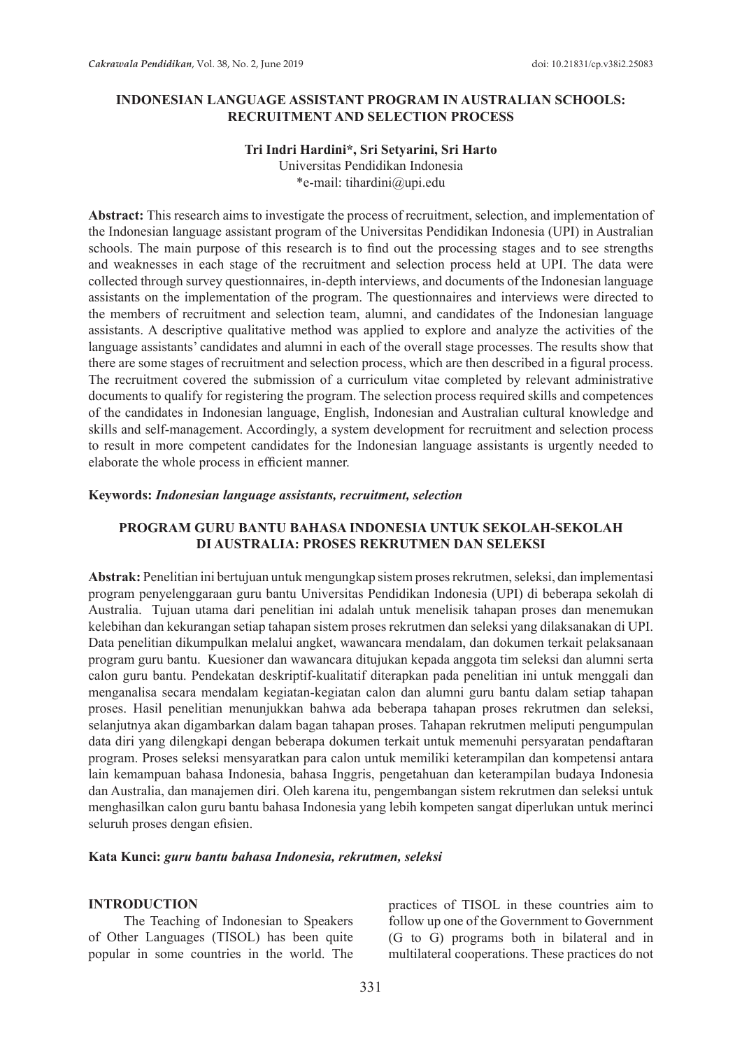# INDONESIAN LANGUAGE ASSISTANT PROGRAM IN AUSTRALIAN SCHOOLS: RECRUITMENT AND SELECTION PROCESS

**Tri Indri Hardini\*, Sri Setyarini, Sri Harto**
Universitas Pendidikan Indonesia
\*e-mail: tihardini@upi.edu

**Abstract:** This research aims to investigate the process of recruitment, selection, and implementation of the Indonesian language assistant program of the Universitas Pendidikan Indonesia (UPI) in Australian schools. The main purpose of this research is to find out the processing stages and to see strengths and weaknesses in each stage of the recruitment and selection process held at UPI. The data were collected through survey questionnaires, in-depth interviews, and documents of the Indonesian language assistants on the implementation of the program. The questionnaires and interviews were directed to the members of recruitment and selection team, alumni, and candidates of the Indonesian language assistants. A descriptive qualitative method was applied to explore and analyze the activities of the language assistants' candidates and alumni in each of the overall stage processes. The results show that there are some stages of recruitment and selection process, which are then described in a figural process. The recruitment covered the submission of a curriculum vitae completed by relevant administrative documents to qualify for registering the program. The selection process required skills and competences of the candidates in Indonesian language, English, Indonesian and Australian cultural knowledge and skills and self-management. Accordingly, a system development for recruitment and selection process to result in more competent candidates for the Indonesian language assistants is urgently needed to elaborate the whole process in efficient manner.

**Keywords:** ***Indonesian language assistants, recruitment, selection***

# PROGRAM GURU BANTU BAHASA INDONESIA UNTUK SEKOLAH-SEKOLAH DI AUSTRALIA: PROSES REKRUTMEN DAN SELEKSI

**Abstrak:** Penelitian ini bertujuan untuk mengungkap sistem proses rekrutmen, seleksi, dan implementasi program penyelenggaraan guru bantu Universitas Pendidikan Indonesia (UPI) di beberapa sekolah di Australia. Tujuan utama dari penelitian ini adalah untuk menelisik tahapan proses dan menemukan kelebihan dan kekurangan setiap tahapan sistem proses rekrutmen dan seleksi yang dilaksanakan di UPI. Data penelitian dikumpulkan melalui angket, wawancara mendalam, dan dokumen terkait pelaksanaan program guru bantu. Kuesioner dan wawancara ditujukan kepada anggota tim seleksi dan alumni serta calon guru bantu. Pendekatan deskriptif-kualitatif diterapkan pada penelitian ini untuk menggali dan menganalisa secara mendalam kegiatan-kegiatan calon dan alumni guru bantu dalam setiap tahapan proses. Hasil penelitian menunjukkan bahwa ada beberapa tahapan proses rekrutmen dan seleksi, selanjutnya akan digambarkan dalam bagan tahapan proses. Tahapan rekrutmen meliputi pengumpulan data diri yang dilengkapi dengan beberapa dokumen terkait untuk memenuhi persyaratan pendaftaran program. Proses seleksi mensyaratkan para calon untuk memiliki keterampilan dan kompetensi antara lain kemampuan bahasa Indonesia, bahasa Inggris, pengetahuan dan keterampilan budaya Indonesia dan Australia, dan manajemen diri. Oleh karena itu, pengembangan sistem rekrutmen dan seleksi untuk menghasilkan calon guru bantu bahasa Indonesia yang lebih kompeten sangat diperlukan untuk merinci seluruh proses dengan efisien.

**Kata Kunci:** ***guru bantu bahasa Indonesia, rekrutmen, seleksi***

## INTRODUCTION

The Teaching of Indonesian to Speakers of Other Languages (TISOL) has been quite popular in some countries in the world. The practices of TISOL in these countries aim to follow up one of the Government to Government (G to G) programs both in bilateral and in multilateral cooperations. These practices do not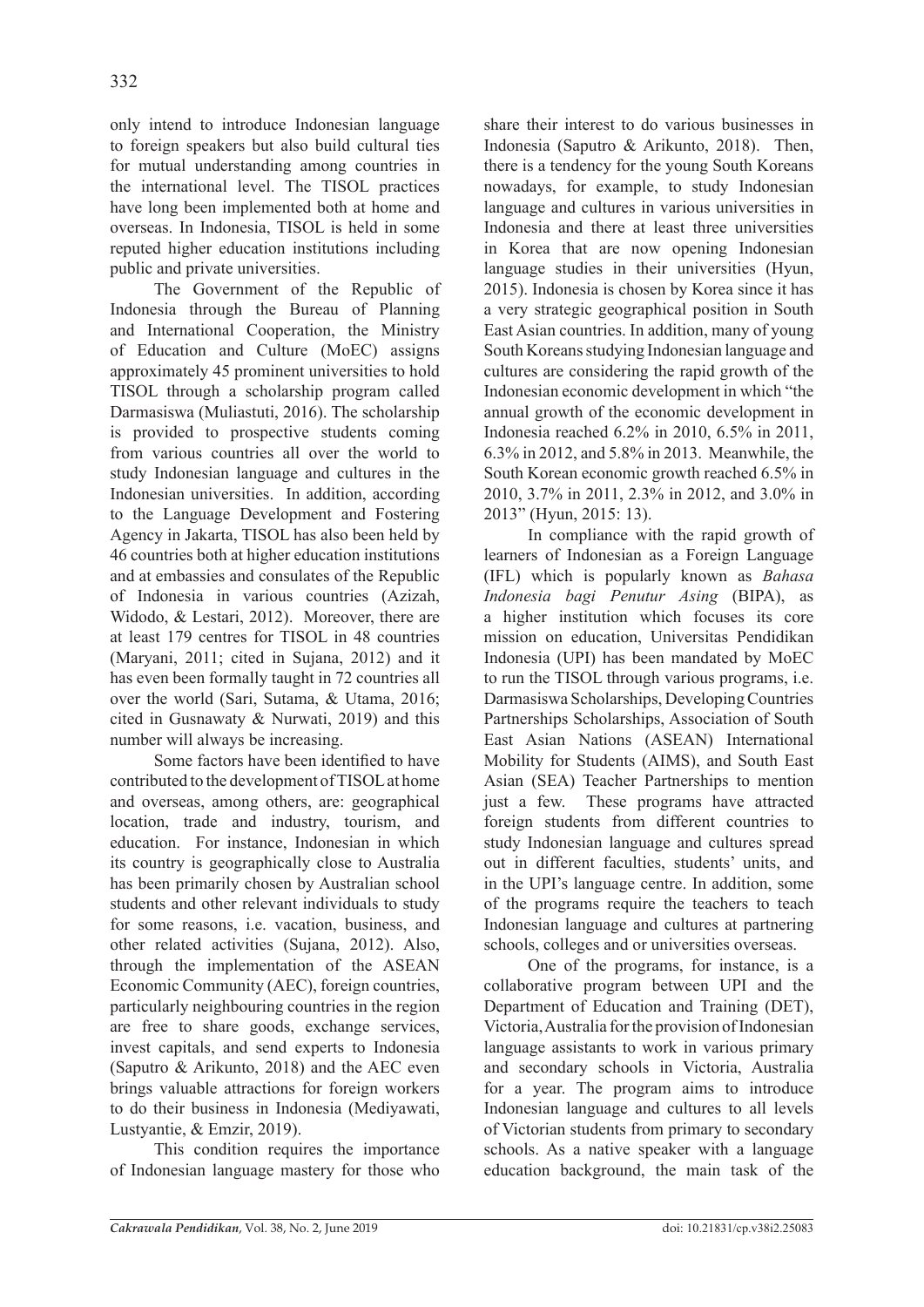only intend to introduce Indonesian language to foreign speakers but also build cultural ties for mutual understanding among countries in the international level. The TISOL practices have long been implemented both at home and overseas. In Indonesia, TISOL is held in some reputed higher education institutions including public and private universities.

The Government of the Republic of Indonesia through the Bureau of Planning and International Cooperation, the Ministry of Education and Culture (MoEC) assigns approximately 45 prominent universities to hold TISOL through a scholarship program called Darmasiswa (Muliastuti, 2016). The scholarship is provided to prospective students coming from various countries all over the world to study Indonesian language and cultures in the Indonesian universities. In addition, according to the Language Development and Fostering Agency in Jakarta, TISOL has also been held by 46 countries both at higher education institutions and at embassies and consulates of the Republic of Indonesia in various countries (Azizah, Widodo, & Lestari, 2012). Moreover, there are at least 179 centres for TISOL in 48 countries (Maryani, 2011; cited in Sujana, 2012) and it has even been formally taught in 72 countries all over the world (Sari, Sutama, & Utama, 2016; cited in Gusnawaty & Nurwati, 2019) and this number will always be increasing.

Some factors have been identified to have contributed to the development of TISOL at home and overseas, among others, are: geographical location, trade and industry, tourism, and education. For instance, Indonesian in which its country is geographically close to Australia has been primarily chosen by Australian school students and other relevant individuals to study for some reasons, i.e. vacation, business, and other related activities (Sujana, 2012). Also, through the implementation of the ASEAN Economic Community (AEC), foreign countries, particularly neighbouring countries in the region are free to share goods, exchange services, invest capitals, and send experts to Indonesia (Saputro & Arikunto, 2018) and the AEC even brings valuable attractions for foreign workers to do their business in Indonesia (Mediyawati, Lustyantie, & Emzir, 2019).

This condition requires the importance of Indonesian language mastery for those who share their interest to do various businesses in Indonesia (Saputro & Arikunto, 2018). Then, there is a tendency for the young South Koreans nowadays, for example, to study Indonesian language and cultures in various universities in Indonesia and there at least three universities in Korea that are now opening Indonesian language studies in their universities (Hyun, 2015). Indonesia is chosen by Korea since it has a very strategic geographical position in South East Asian countries. In addition, many of young South Koreans studying Indonesian language and cultures are considering the rapid growth of the Indonesian economic development in which "the annual growth of the economic development in Indonesia reached 6.2% in 2010, 6.5% in 2011, 6.3% in 2012, and 5.8% in 2013. Meanwhile, the South Korean economic growth reached 6.5% in 2010, 3.7% in 2011, 2.3% in 2012, and 3.0% in 2013" (Hyun, 2015: 13).

In compliance with the rapid growth of learners of Indonesian as a Foreign Language (IFL) which is popularly known as *Bahasa Indonesia bagi Penutur Asing* (BIPA), as a higher institution which focuses its core mission on education, Universitas Pendidikan Indonesia (UPI) has been mandated by MoEC to run the TISOL through various programs, i.e. Darmasiswa Scholarships, Developing Countries Partnerships Scholarships, Association of South East Asian Nations (ASEAN) International Mobility for Students (AIMS), and South East Asian (SEA) Teacher Partnerships to mention just a few. These programs have attracted foreign students from different countries to study Indonesian language and cultures spread out in different faculties, students' units, and in the UPI's language centre. In addition, some of the programs require the teachers to teach Indonesian language and cultures at partnering schools, colleges and or universities overseas.

One of the programs, for instance, is a collaborative program between UPI and the Department of Education and Training (DET), Victoria, Australia for the provision of Indonesian language assistants to work in various primary and secondary schools in Victoria, Australia for a year. The program aims to introduce Indonesian language and cultures to all levels of Victorian students from primary to secondary schools. As a native speaker with a language education background, the main task of the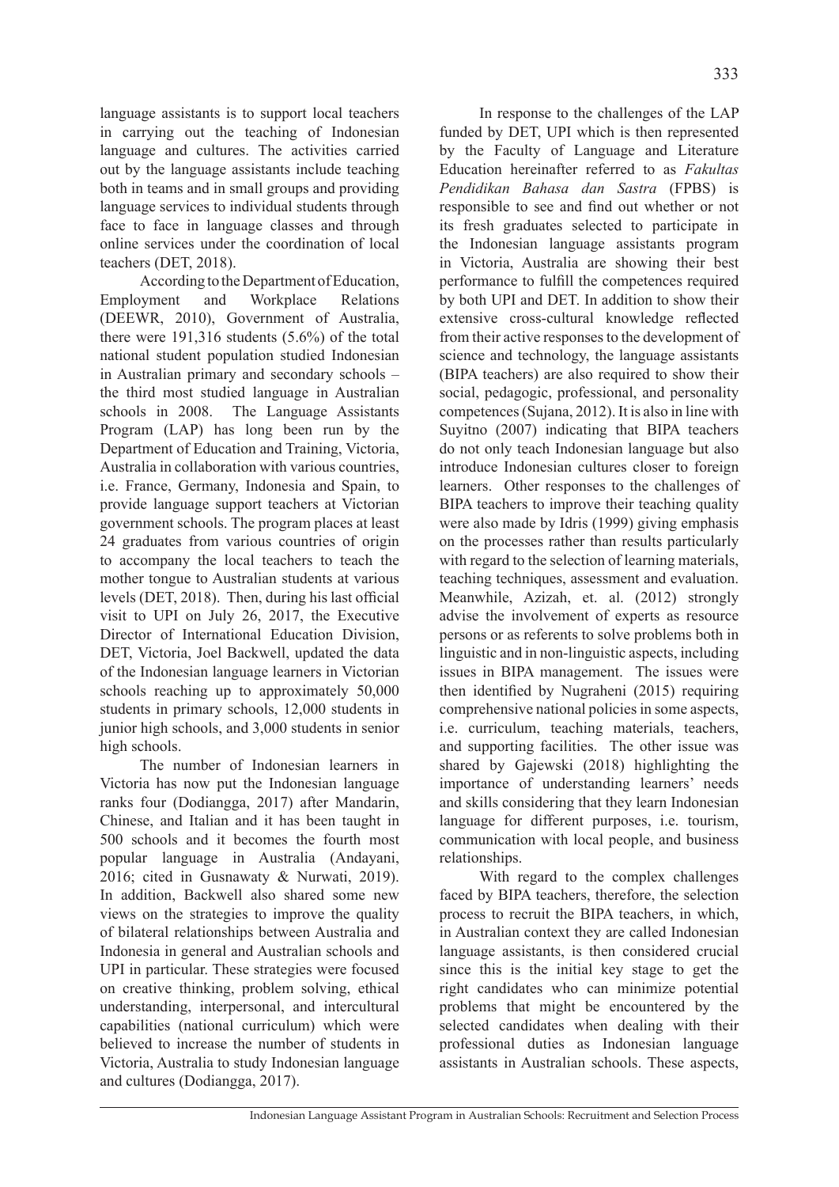language assistants is to support local teachers in carrying out the teaching of Indonesian language and cultures. The activities carried out by the language assistants include teaching both in teams and in small groups and providing language services to individual students through face to face in language classes and through online services under the coordination of local teachers (DET, 2018).

According to the Department of Education, Employment and Workplace Relations (DEEWR, 2010), Government of Australia, there were 191,316 students (5.6%) of the total national student population studied Indonesian in Australian primary and secondary schools – the third most studied language in Australian schools in 2008. The Language Assistants Program (LAP) has long been run by the Department of Education and Training, Victoria, Australia in collaboration with various countries, i.e. France, Germany, Indonesia and Spain, to provide language support teachers at Victorian government schools. The program places at least 24 graduates from various countries of origin to accompany the local teachers to teach the mother tongue to Australian students at various levels (DET, 2018). Then, during his last official visit to UPI on July 26, 2017, the Executive Director of International Education Division, DET, Victoria, Joel Backwell, updated the data of the Indonesian language learners in Victorian schools reaching up to approximately 50,000 students in primary schools, 12,000 students in junior high schools, and 3,000 students in senior high schools.

The number of Indonesian learners in Victoria has now put the Indonesian language ranks four (Dodiangga, 2017) after Mandarin, Chinese, and Italian and it has been taught in 500 schools and it becomes the fourth most popular language in Australia (Andayani, 2016; cited in Gusnawaty & Nurwati, 2019). In addition, Backwell also shared some new views on the strategies to improve the quality of bilateral relationships between Australia and Indonesia in general and Australian schools and UPI in particular. These strategies were focused on creative thinking, problem solving, ethical understanding, interpersonal, and intercultural capabilities (national curriculum) which were believed to increase the number of students in Victoria, Australia to study Indonesian language and cultures (Dodiangga, 2017).

In response to the challenges of the LAP funded by DET, UPI which is then represented by the Faculty of Language and Literature Education hereinafter referred to as *Fakultas Pendidikan Bahasa dan Sastra* (FPBS) is responsible to see and find out whether or not its fresh graduates selected to participate in the Indonesian language assistants program in Victoria, Australia are showing their best performance to fulfill the competences required by both UPI and DET. In addition to show their extensive cross-cultural knowledge reflected from their active responses to the development of science and technology, the language assistants (BIPA teachers) are also required to show their social, pedagogic, professional, and personality competences (Sujana, 2012). It is also in line with Suyitno (2007) indicating that BIPA teachers do not only teach Indonesian language but also introduce Indonesian cultures closer to foreign learners. Other responses to the challenges of BIPA teachers to improve their teaching quality were also made by Idris (1999) giving emphasis on the processes rather than results particularly with regard to the selection of learning materials, teaching techniques, assessment and evaluation. Meanwhile, Azizah, et. al. (2012) strongly advise the involvement of experts as resource persons or as referents to solve problems both in linguistic and in non-linguistic aspects, including issues in BIPA management. The issues were then identified by Nugraheni (2015) requiring comprehensive national policies in some aspects, i.e. curriculum, teaching materials, teachers, and supporting facilities. The other issue was shared by Gajewski (2018) highlighting the importance of understanding learners' needs and skills considering that they learn Indonesian language for different purposes, i.e. tourism, communication with local people, and business relationships.

With regard to the complex challenges faced by BIPA teachers, therefore, the selection process to recruit the BIPA teachers, in which, in Australian context they are called Indonesian language assistants, is then considered crucial since this is the initial key stage to get the right candidates who can minimize potential problems that might be encountered by the selected candidates when dealing with their professional duties as Indonesian language assistants in Australian schools. These aspects,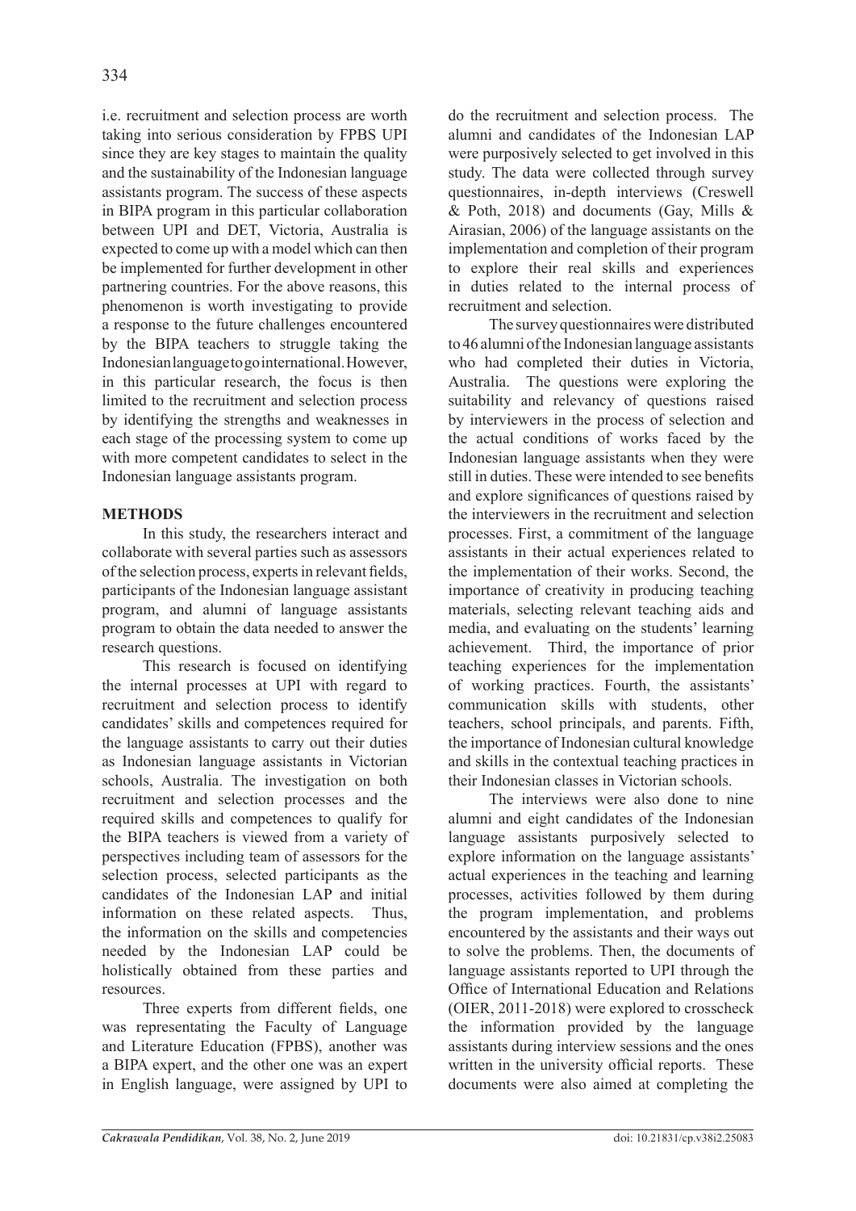i.e. recruitment and selection process are worth taking into serious consideration by FPBS UPI since they are key stages to maintain the quality and the sustainability of the Indonesian language assistants program. The success of these aspects in BIPA program in this particular collaboration between UPI and DET, Victoria, Australia is expected to come up with a model which can then be implemented for further development in other partnering countries. For the above reasons, this phenomenon is worth investigating to provide a response to the future challenges encountered by the BIPA teachers to struggle taking the Indonesian language to go international. However, in this particular research, the focus is then limited to the recruitment and selection process by identifying the strengths and weaknesses in each stage of the processing system to come up with more competent candidates to select in the Indonesian language assistants program.

## METHODS

In this study, the researchers interact and collaborate with several parties such as assessors of the selection process, experts in relevant fields, participants of the Indonesian language assistant program, and alumni of language assistants program to obtain the data needed to answer the research questions.

This research is focused on identifying the internal processes at UPI with regard to recruitment and selection process to identify candidates' skills and competences required for the language assistants to carry out their duties as Indonesian language assistants in Victorian schools, Australia. The investigation on both recruitment and selection processes and the required skills and competences to qualify for the BIPA teachers is viewed from a variety of perspectives including team of assessors for the selection process, selected participants as the candidates of the Indonesian LAP and initial information on these related aspects. Thus, the information on the skills and competencies needed by the Indonesian LAP could be holistically obtained from these parties and resources.

Three experts from different fields, one was representating the Faculty of Language and Literature Education (FPBS), another was a BIPA expert, and the other one was an expert in English language, were assigned by UPI to do the recruitment and selection process. The alumni and candidates of the Indonesian LAP were purposively selected to get involved in this study. The data were collected through survey questionnaires, in-depth interviews (Creswell & Poth, 2018) and documents (Gay, Mills & Airasian, 2006) of the language assistants on the implementation and completion of their program to explore their real skills and experiences in duties related to the internal process of recruitment and selection.

The survey questionnaires were distributed to 46 alumni of the Indonesian language assistants who had completed their duties in Victoria, Australia. The questions were exploring the suitability and relevancy of questions raised by interviewers in the process of selection and the actual conditions of works faced by the Indonesian language assistants when they were still in duties. These were intended to see benefits and explore significances of questions raised by the interviewers in the recruitment and selection processes. First, a commitment of the language assistants in their actual experiences related to the implementation of their works. Second, the importance of creativity in producing teaching materials, selecting relevant teaching aids and media, and evaluating on the students' learning achievement. Third, the importance of prior teaching experiences for the implementation of working practices. Fourth, the assistants' communication skills with students, other teachers, school principals, and parents. Fifth, the importance of Indonesian cultural knowledge and skills in the contextual teaching practices in their Indonesian classes in Victorian schools.

The interviews were also done to nine alumni and eight candidates of the Indonesian language assistants purposively selected to explore information on the language assistants' actual experiences in the teaching and learning processes, activities followed by them during the program implementation, and problems encountered by the assistants and their ways out to solve the problems. Then, the documents of language assistants reported to UPI through the Office of International Education and Relations (OIER, 2011-2018) were explored to crosscheck the information provided by the language assistants during interview sessions and the ones written in the university official reports. These documents were also aimed at completing the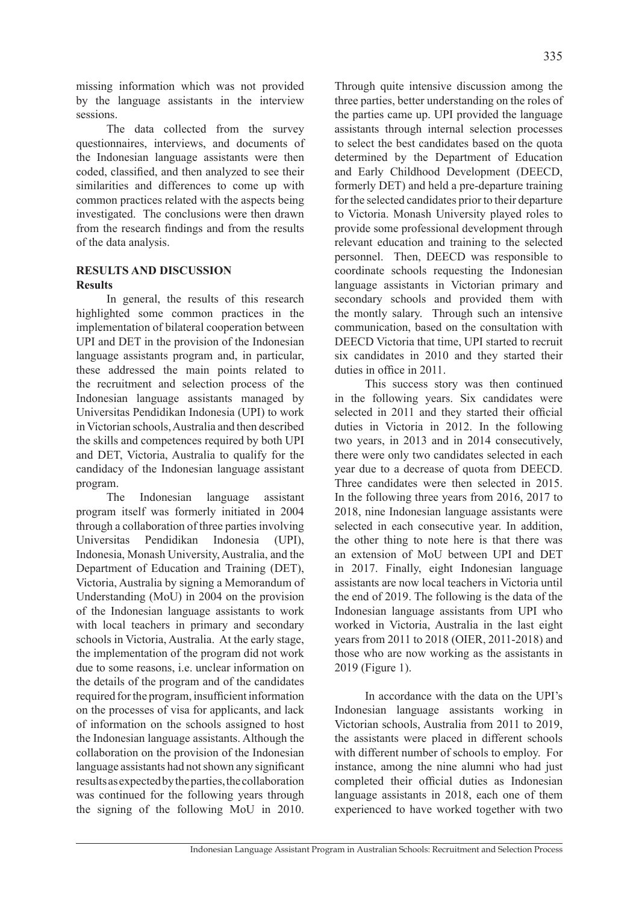missing information which was not provided by the language assistants in the interview sessions.

The data collected from the survey questionnaires, interviews, and documents of the Indonesian language assistants were then coded, classified, and then analyzed to see their similarities and differences to come up with common practices related with the aspects being investigated. The conclusions were then drawn from the research findings and from the results of the data analysis.

## RESULTS AND DISCUSSION

### Results

In general, the results of this research highlighted some common practices in the implementation of bilateral cooperation between UPI and DET in the provision of the Indonesian language assistants program and, in particular, these addressed the main points related to the recruitment and selection process of the Indonesian language assistants managed by Universitas Pendidikan Indonesia (UPI) to work in Victorian schools, Australia and then described the skills and competences required by both UPI and DET, Victoria, Australia to qualify for the candidacy of the Indonesian language assistant program.

The Indonesian language assistant program itself was formerly initiated in 2004 through a collaboration of three parties involving Universitas Pendidikan Indonesia (UPI), Indonesia, Monash University, Australia, and the Department of Education and Training (DET), Victoria, Australia by signing a Memorandum of Understanding (MoU) in 2004 on the provision of the Indonesian language assistants to work with local teachers in primary and secondary schools in Victoria, Australia. At the early stage, the implementation of the program did not work due to some reasons, i.e. unclear information on the details of the program and of the candidates required for the program, insufficient information on the processes of visa for applicants, and lack of information on the schools assigned to host the Indonesian language assistants. Although the collaboration on the provision of the Indonesian language assistants had not shown any significant results as expected by the parties, the collaboration was continued for the following years through the signing of the following MoU in 2010. Through quite intensive discussion among the three parties, better understanding on the roles of the parties came up. UPI provided the language assistants through internal selection processes to select the best candidates based on the quota determined by the Department of Education and Early Childhood Development (DEECD, formerly DET) and held a pre-departure training for the selected candidates prior to their departure to Victoria. Monash University played roles to provide some professional development through relevant education and training to the selected personnel. Then, DEECD was responsible to coordinate schools requesting the Indonesian language assistants in Victorian primary and secondary schools and provided them with the montly salary. Through such an intensive communication, based on the consultation with DEECD Victoria that time, UPI started to recruit six candidates in 2010 and they started their duties in office in 2011.

This success story was then continued in the following years. Six candidates were selected in 2011 and they started their official duties in Victoria in 2012. In the following two years, in 2013 and in 2014 consecutively, there were only two candidates selected in each year due to a decrease of quota from DEECD. Three candidates were then selected in 2015. In the following three years from 2016, 2017 to 2018, nine Indonesian language assistants were selected in each consecutive year. In addition, the other thing to note here is that there was an extension of MoU between UPI and DET in 2017. Finally, eight Indonesian language assistants are now local teachers in Victoria until the end of 2019. The following is the data of the Indonesian language assistants from UPI who worked in Victoria, Australia in the last eight years from 2011 to 2018 (OIER, 2011-2018) and those who are now working as the assistants in 2019 (Figure 1).

In accordance with the data on the UPI's Indonesian language assistants working in Victorian schools, Australia from 2011 to 2019, the assistants were placed in different schools with different number of schools to employ. For instance, among the nine alumni who had just completed their official duties as Indonesian language assistants in 2018, each one of them experienced to have worked together with two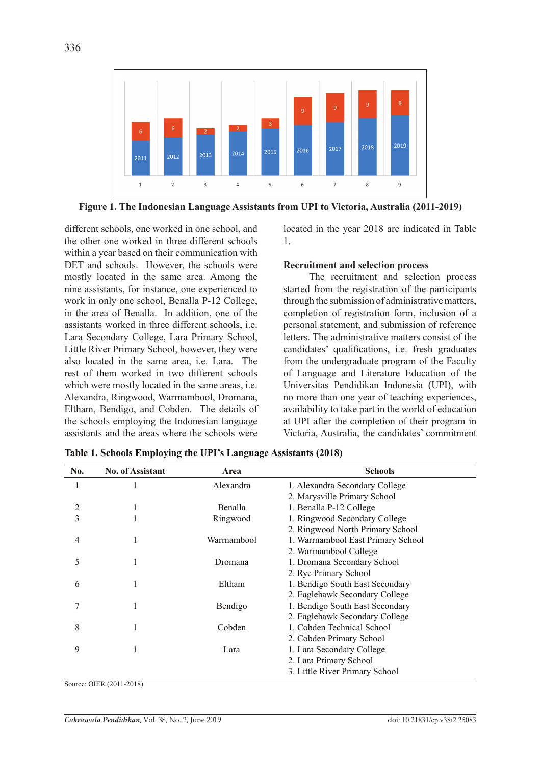Figure 1. The Indonesian Language Assistants from UPI to Victoria, Australia (2011-2019)

different schools, one worked in one school, and the other one worked in three different schools within a year based on their communication with DET and schools. However, the schools were mostly located in the same area. Among the nine assistants, for instance, one experienced to work in only one school, Benalla P-12 College, in the area of Benalla. In addition, one of the assistants worked in three different schools, i.e. Lara Secondary College, Lara Primary School, Little River Primary School, however, they were also located in the same area, i.e. Lara. The rest of them worked in two different schools which were mostly located in the same areas, i.e. Alexandra, Ringwood, Warrnambool, Dromana, Eltham, Bendigo, and Cobden. The details of the schools employing the Indonesian language assistants and the areas where the schools were located in the year 2018 are indicated in Table 1.

**Recruitment and selection process**

The recruitment and selection process started from the registration of the participants through the submission of administrative matters, completion of registration form, inclusion of a personal statement, and submission of reference letters. The administrative matters consist of the candidates' qualifications, i.e. fresh graduates from the undergraduate program of the Faculty of Language and Literature Education of the Universitas Pendidikan Indonesia (UPI), with no more than one year of teaching experiences, availability to take part in the world of education at UPI after the completion of their program in Victoria, Australia, the candidates' commitment

**Table 1. Schools Employing the UPI's Language Assistants (2018)**

| No. | No. of Assistant | Area | Schools |
|---|---|---|---|
| 1 | 1 | Alexandra | 1. Alexandra Secondary College<br>2. Marysville Primary School |
| 2 | 1 | Benalla | 1. Benalla P-12 College |
| 3 | 1 | Ringwood | 1. Ringwood Secondary College<br>2. Ringwood North Primary School |
| 4 | 1 | Warrnambool | 1. Warrnambool East Primary School<br>2. Warrnambool College |
| 5 | 1 | Dromana | 1. Dromana Secondary School<br>2. Rye Primary School |
| 6 | 1 | Eltham | 1. Bendigo South East Secondary<br>2. Eaglehawk Secondary College |
| 7 | 1 | Bendigo | 1. Bendigo South East Secondary<br>2. Eaglehawk Secondary College |
| 8 | 1 | Cobden | 1. Cobden Technical School<br>2. Cobden Primary School |
| 9 | 1 | Lara | 1. Lara Secondary College<br>2. Lara Primary School<br>3. Little River Primary School |

Source: OIER (2011-2018)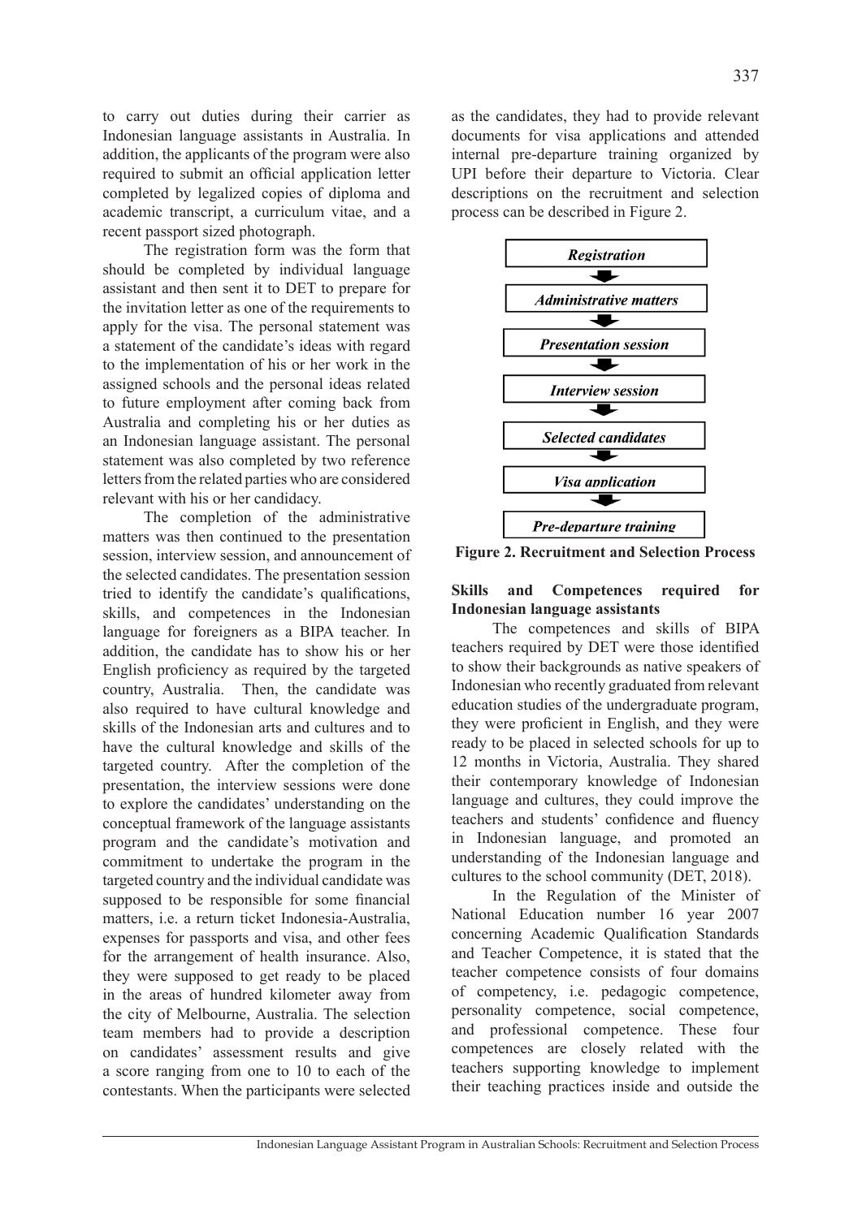to carry out duties during their carrier as Indonesian language assistants in Australia. In addition, the applicants of the program were also required to submit an official application letter completed by legalized copies of diploma and academic transcript, a curriculum vitae, and a recent passport sized photograph.

The registration form was the form that should be completed by individual language assistant and then sent it to DET to prepare for the invitation letter as one of the requirements to apply for the visa. The personal statement was a statement of the candidate's ideas with regard to the implementation of his or her work in the assigned schools and the personal ideas related to future employment after coming back from Australia and completing his or her duties as an Indonesian language assistant. The personal statement was also completed by two reference letters from the related parties who are considered relevant with his or her candidacy.

The completion of the administrative matters was then continued to the presentation session, interview session, and announcement of the selected candidates. The presentation session tried to identify the candidate's qualifications, skills, and competences in the Indonesian language for foreigners as a BIPA teacher. In addition, the candidate has to show his or her English proficiency as required by the targeted country, Australia. Then, the candidate was also required to have cultural knowledge and skills of the Indonesian arts and cultures and to have the cultural knowledge and skills of the targeted country. After the completion of the presentation, the interview sessions were done to explore the candidates' understanding on the conceptual framework of the language assistants program and the candidate's motivation and commitment to undertake the program in the targeted country and the individual candidate was supposed to be responsible for some financial matters, i.e. a return ticket Indonesia-Australia, expenses for passports and visa, and other fees for the arrangement of health insurance. Also, they were supposed to get ready to be placed in the areas of hundred kilometer away from the city of Melbourne, Australia. The selection team members had to provide a description on candidates' assessment results and give a score ranging from one to 10 to each of the contestants. When the participants were selected as the candidates, they had to provide relevant documents for visa applications and attended internal pre-departure training organized by UPI before their departure to Victoria. Clear descriptions on the recruitment and selection process can be described in Figure 2.

*Registration* → *Administrative matters* → *Presentation session* → *Interview session* → *Selected candidates* → *Visa application* → *Pre-departure training*

**Figure 2. Recruitment and Selection Process**

**Skills and Competences required for Indonesian language assistants**

The competences and skills of BIPA teachers required by DET were those identified to show their backgrounds as native speakers of Indonesian who recently graduated from relevant education studies of the undergraduate program, they were proficient in English, and they were ready to be placed in selected schools for up to 12 months in Victoria, Australia. They shared their contemporary knowledge of Indonesian language and cultures, they could improve the teachers and students' confidence and fluency in Indonesian language, and promoted an understanding of the Indonesian language and cultures to the school community (DET, 2018).

In the Regulation of the Minister of National Education number 16 year 2007 concerning Academic Qualification Standards and Teacher Competence, it is stated that the teacher competence consists of four domains of competency, i.e. pedagogic competence, personality competence, social competence, and professional competence. These four competences are closely related with the teachers supporting knowledge to implement their teaching practices inside and outside the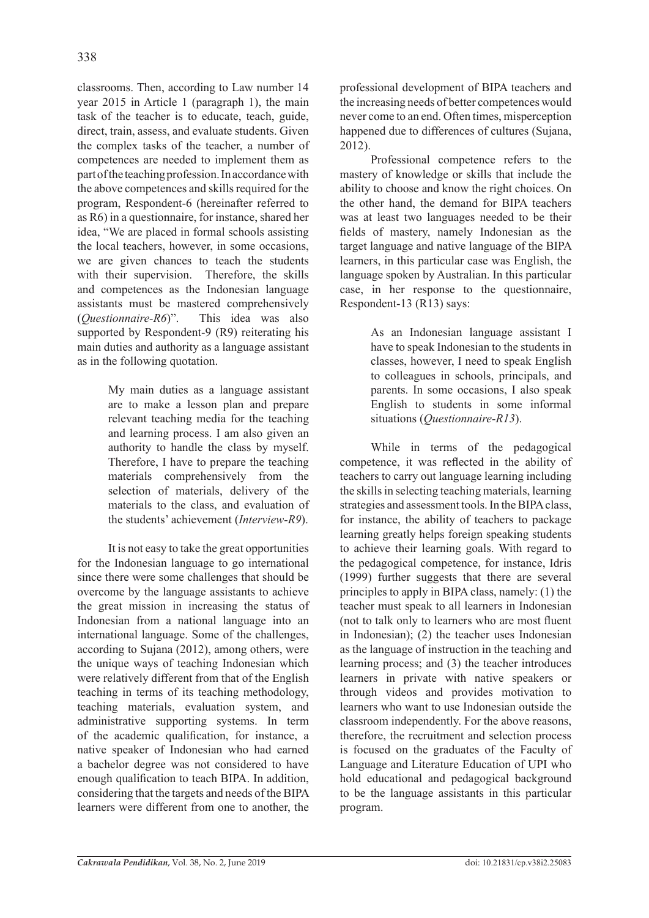classrooms. Then, according to Law number 14 year 2015 in Article 1 (paragraph 1), the main task of the teacher is to educate, teach, guide, direct, train, assess, and evaluate students. Given the complex tasks of the teacher, a number of competences are needed to implement them as part of the teaching profession. In accordance with the above competences and skills required for the program, Respondent-6 (hereinafter referred to as R6) in a questionnaire, for instance, shared her idea, "We are placed in formal schools assisting the local teachers, however, in some occasions, we are given chances to teach the students with their supervision. Therefore, the skills and competences as the Indonesian language assistants must be mastered comprehensively (*Questionnaire-R6*)". This idea was also supported by Respondent-9 (R9) reiterating his main duties and authority as a language assistant as in the following quotation.

> My main duties as a language assistant are to make a lesson plan and prepare relevant teaching media for the teaching and learning process. I am also given an authority to handle the class by myself. Therefore, I have to prepare the teaching materials comprehensively from the selection of materials, delivery of the materials to the class, and evaluation of the students' achievement (*Interview-R9*).

It is not easy to take the great opportunities for the Indonesian language to go international since there were some challenges that should be overcome by the language assistants to achieve the great mission in increasing the status of Indonesian from a national language into an international language. Some of the challenges, according to Sujana (2012), among others, were the unique ways of teaching Indonesian which were relatively different from that of the English teaching in terms of its teaching methodology, teaching materials, evaluation system, and administrative supporting systems. In term of the academic qualification, for instance, a native speaker of Indonesian who had earned a bachelor degree was not considered to have enough qualification to teach BIPA. In addition, considering that the targets and needs of the BIPA learners were different from one to another, the professional development of BIPA teachers and the increasing needs of better competences would never come to an end. Often times, misperception happened due to differences of cultures (Sujana, 2012).

Professional competence refers to the mastery of knowledge or skills that include the ability to choose and know the right choices. On the other hand, the demand for BIPA teachers was at least two languages needed to be their fields of mastery, namely Indonesian as the target language and native language of the BIPA learners, in this particular case was English, the language spoken by Australian. In this particular case, in her response to the questionnaire, Respondent-13 (R13) says:

> As an Indonesian language assistant I have to speak Indonesian to the students in classes, however, I need to speak English to colleagues in schools, principals, and parents. In some occasions, I also speak English to students in some informal situations (*Questionnaire-R13*).

While in terms of the pedagogical competence, it was reflected in the ability of teachers to carry out language learning including the skills in selecting teaching materials, learning strategies and assessment tools. In the BIPA class, for instance, the ability of teachers to package learning greatly helps foreign speaking students to achieve their learning goals. With regard to the pedagogical competence, for instance, Idris (1999) further suggests that there are several principles to apply in BIPA class, namely: (1) the teacher must speak to all learners in Indonesian (not to talk only to learners who are most fluent in Indonesian); (2) the teacher uses Indonesian as the language of instruction in the teaching and learning process; and (3) the teacher introduces learners in private with native speakers or through videos and provides motivation to learners who want to use Indonesian outside the classroom independently. For the above reasons, therefore, the recruitment and selection process is focused on the graduates of the Faculty of Language and Literature Education of UPI who hold educational and pedagogical background to be the language assistants in this particular program.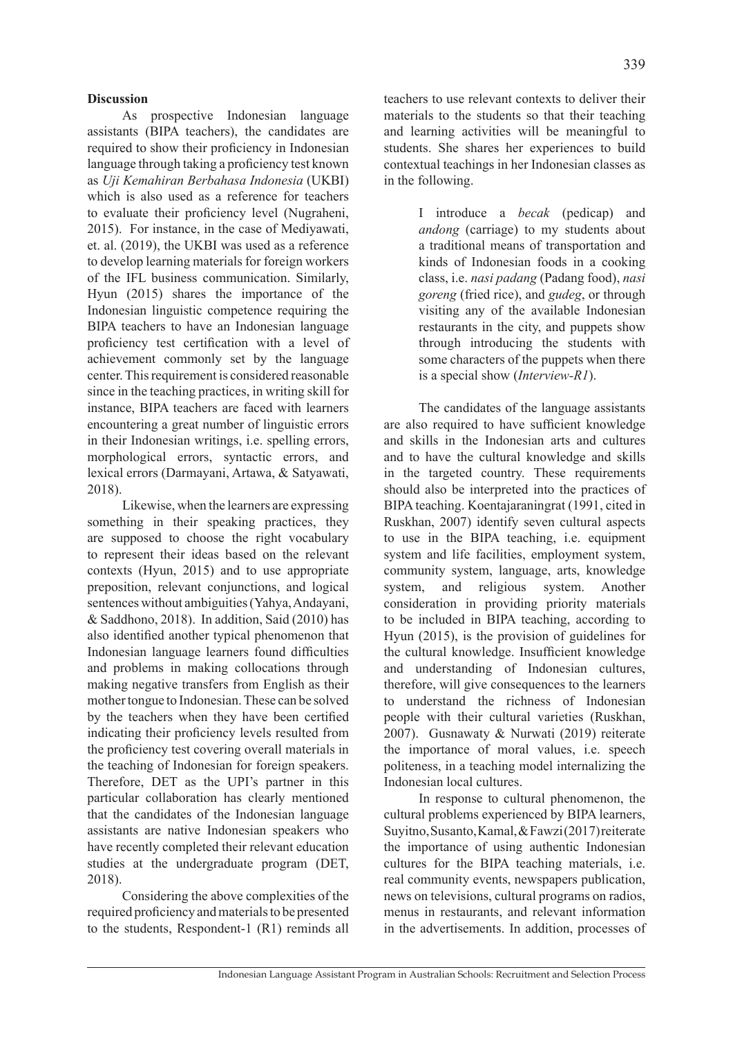**Discussion**

As prospective Indonesian language assistants (BIPA teachers), the candidates are required to show their proficiency in Indonesian language through taking a proficiency test known as *Uji Kemahiran Berbahasa Indonesia* (UKBI) which is also used as a reference for teachers to evaluate their proficiency level (Nugraheni, 2015). For instance, in the case of Mediyawati, et. al. (2019), the UKBI was used as a reference to develop learning materials for foreign workers of the IFL business communication. Similarly, Hyun (2015) shares the importance of the Indonesian linguistic competence requiring the BIPA teachers to have an Indonesian language proficiency test certification with a level of achievement commonly set by the language center. This requirement is considered reasonable since in the teaching practices, in writing skill for instance, BIPA teachers are faced with learners encountering a great number of linguistic errors in their Indonesian writings, i.e. spelling errors, morphological errors, syntactic errors, and lexical errors (Darmayani, Artawa, & Satyawati, 2018).

Likewise, when the learners are expressing something in their speaking practices, they are supposed to choose the right vocabulary to represent their ideas based on the relevant contexts (Hyun, 2015) and to use appropriate preposition, relevant conjunctions, and logical sentences without ambiguities (Yahya, Andayani, & Saddhono, 2018). In addition, Said (2010) has also identified another typical phenomenon that Indonesian language learners found difficulties and problems in making collocations through making negative transfers from English as their mother tongue to Indonesian. These can be solved by the teachers when they have been certified indicating their proficiency levels resulted from the proficiency test covering overall materials in the teaching of Indonesian for foreign speakers. Therefore, DET as the UPI's partner in this particular collaboration has clearly mentioned that the candidates of the Indonesian language assistants are native Indonesian speakers who have recently completed their relevant education studies at the undergraduate program (DET, 2018).

Considering the above complexities of the required proficiency and materials to be presented to the students, Respondent-1 (R1) reminds all teachers to use relevant contexts to deliver their materials to the students so that their teaching and learning activities will be meaningful to students. She shares her experiences to build contextual teachings in her Indonesian classes as in the following.

> I introduce a *becak* (pedicap) and *andong* (carriage) to my students about a traditional means of transportation and kinds of Indonesian foods in a cooking class, i.e. *nasi padang* (Padang food), *nasi goreng* (fried rice), and *gudeg*, or through visiting any of the available Indonesian restaurants in the city, and puppets show through introducing the students with some characters of the puppets when there is a special show (*Interview-R1*).

The candidates of the language assistants are also required to have sufficient knowledge and skills in the Indonesian arts and cultures and to have the cultural knowledge and skills in the targeted country. These requirements should also be interpreted into the practices of BIPA teaching. Koentajaraningrat (1991, cited in Ruskhan, 2007) identify seven cultural aspects to use in the BIPA teaching, i.e. equipment system and life facilities, employment system, community system, language, arts, knowledge system, and religious system. Another consideration in providing priority materials to be included in BIPA teaching, according to Hyun (2015), is the provision of guidelines for the cultural knowledge. Insufficient knowledge and understanding of Indonesian cultures, therefore, will give consequences to the learners to understand the richness of Indonesian people with their cultural varieties (Ruskhan, 2007). Gusnawaty & Nurwati (2019) reiterate the importance of moral values, i.e. speech politeness, in a teaching model internalizing the Indonesian local cultures.

In response to cultural phenomenon, the cultural problems experienced by BIPA learners, Suyitno, Susanto, Kamal, & Fawzi (2017) reiterate the importance of using authentic Indonesian cultures for the BIPA teaching materials, i.e. real community events, newspapers publication, news on televisions, cultural programs on radios, menus in restaurants, and relevant information in the advertisements. In addition, processes of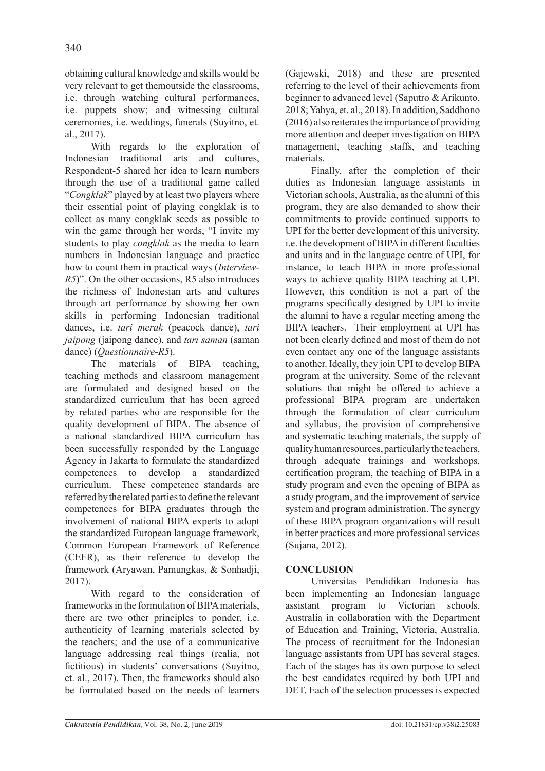obtaining cultural knowledge and skills would be very relevant to get themoutside the classrooms, i.e. through watching cultural performances, i.e. puppets show; and witnessing cultural ceremonies, i.e. weddings, funerals (Suyitno, et. al., 2017).

With regards to the exploration of Indonesian traditional arts and cultures, Respondent-5 shared her idea to learn numbers through the use of a traditional game called "*Congklak*" played by at least two players where their essential point of playing congklak is to collect as many congklak seeds as possible to win the game through her words, "I invite my students to play *congklak* as the media to learn numbers in Indonesian language and practice how to count them in practical ways (*Interview-R5*)". On the other occasions, R5 also introduces the richness of Indonesian arts and cultures through art performance by showing her own skills in performing Indonesian traditional dances, i.e. *tari merak* (peacock dance), *tari jaipong* (jaipong dance), and *tari saman* (saman dance) (*Questionnaire-R5*).

The materials of BIPA teaching, teaching methods and classroom management are formulated and designed based on the standardized curriculum that has been agreed by related parties who are responsible for the quality development of BIPA. The absence of a national standardized BIPA curriculum has been successfully responded by the Language Agency in Jakarta to formulate the standardized competences to develop a standardized curriculum. These competence standards are referred by the related parties to define the relevant competences for BIPA graduates through the involvement of national BIPA experts to adopt the standardized European language framework, Common European Framework of Reference (CEFR), as their reference to develop the framework (Aryawan, Pamungkas, & Sonhadji, 2017).

With regard to the consideration of frameworks in the formulation of BIPA materials, there are two other principles to ponder, i.e. authenticity of learning materials selected by the teachers; and the use of a communicative language addressing real things (realia, not fictitious) in students' conversations (Suyitno, et. al., 2017). Then, the frameworks should also be formulated based on the needs of learners (Gajewski, 2018) and these are presented referring to the level of their achievements from beginner to advanced level (Saputro & Arikunto, 2018; Yahya, et. al., 2018). In addition, Saddhono (2016) also reiterates the importance of providing more attention and deeper investigation on BIPA management, teaching staffs, and teaching materials.

Finally, after the completion of their duties as Indonesian language assistants in Victorian schools, Australia, as the alumni of this program, they are also demanded to show their commitments to provide continued supports to UPI for the better development of this university, i.e. the development of BIPA in different faculties and units and in the language centre of UPI, for instance, to teach BIPA in more professional ways to achieve quality BIPA teaching at UPI. However, this condition is not a part of the programs specifically designed by UPI to invite the alumni to have a regular meeting among the BIPA teachers. Their employment at UPI has not been clearly defined and most of them do not even contact any one of the language assistants to another. Ideally, they join UPI to develop BIPA program at the university. Some of the relevant solutions that might be offered to achieve a professional BIPA program are undertaken through the formulation of clear curriculum and syllabus, the provision of comprehensive and systematic teaching materials, the supply of quality human resources, particularly the teachers, through adequate trainings and workshops, certification program, the teaching of BIPA in a study program and even the opening of BIPA as a study program, and the improvement of service system and program administration. The synergy of these BIPA program organizations will result in better practices and more professional services (Sujana, 2012).

## CONCLUSION

Universitas Pendidikan Indonesia has been implementing an Indonesian language assistant program to Victorian schools, Australia in collaboration with the Department of Education and Training, Victoria, Australia. The process of recruitment for the Indonesian language assistants from UPI has several stages. Each of the stages has its own purpose to select the best candidates required by both UPI and DET. Each of the selection processes is expected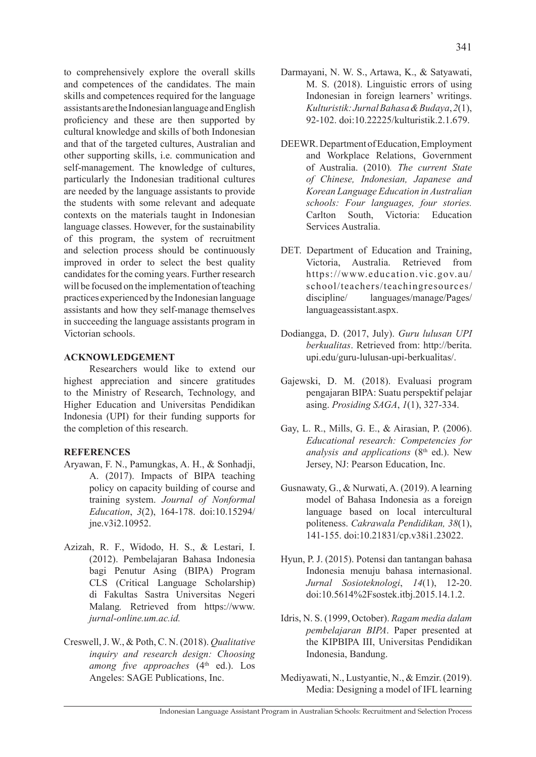to comprehensively explore the overall skills and competences of the candidates. The main skills and competences required for the language assistants are the Indonesian language and English proficiency and these are then supported by cultural knowledge and skills of both Indonesian and that of the targeted cultures, Australian and other supporting skills, i.e. communication and self-management. The knowledge of cultures, particularly the Indonesian traditional cultures are needed by the language assistants to provide the students with some relevant and adequate contexts on the materials taught in Indonesian language classes. However, for the sustainability of this program, the system of recruitment and selection process should be continuously improved in order to select the best quality candidates for the coming years. Further research will be focused on the implementation of teaching practices experienced by the Indonesian language assistants and how they self-manage themselves in succeeding the language assistants program in Victorian schools.

## ACKNOWLEDGEMENT

Researchers would like to extend our highest appreciation and sincere gratitudes to the Ministry of Research, Technology, and Higher Education and Universitas Pendidikan Indonesia (UPI) for their funding supports for the completion of this research.

## REFERENCES

Aryawan, F. N., Pamungkas, A. H., & Sonhadji, A. (2017). Impacts of BIPA teaching policy on capacity building of course and training system. *Journal of Nonformal Education*, *3*(2), 164-178. doi:10.15294/jne.v3i2.10952.

Azizah, R. F., Widodo, H. S., & Lestari, I. (2012). Pembelajaran Bahasa Indonesia bagi Penutur Asing (BIPA) Program CLS (Critical Language Scholarship) di Fakultas Sastra Universitas Negeri Malang*.* Retrieved from https://www.*jurnal-online.um.ac.id.*

Creswell, J. W., & Poth, C. N. (2018). *Qualitative inquiry and research design: Choosing among five approaches* (4th ed.). Los Angeles: SAGE Publications, Inc.

Darmayani, N. W. S., Artawa, K., & Satyawati, M. S. (2018). Linguistic errors of using Indonesian in foreign learners' writings. *Kulturistik: Jurnal Bahasa & Budaya*, *2*(1), 92-102. doi:10.22225/kulturistik.2.1.679.

DEEWR. Department of Education, Employment and Workplace Relations, Government of Australia. (2010)*. The current State of Chinese, Indonesian, Japanese and Korean Language Education in Australian schools: Four languages, four stories.* Carlton South, Victoria: Education Services Australia.

DET. Department of Education and Training, Victoria, Australia. Retrieved from https://www.education.vic.gov.au/school/teachers/teachingresources/discipline/ languages/manage/Pages/languageassistant.aspx.

Dodiangga, D. (2017, July). *Guru lulusan UPI berkualitas*. Retrieved from: http://berita.upi.edu/guru-lulusan-upi-berkualitas/.

Gajewski, D. M. (2018). Evaluasi program pengajaran BIPA: Suatu perspektif pelajar asing. *Prosiding SAGA*, *1*(1), 327-334.

Gay, L. R., Mills, G. E., & Airasian, P. (2006). *Educational research: Competencies for analysis and applications* (8th ed.). New Jersey, NJ: Pearson Education, Inc.

Gusnawaty, G., & Nurwati, A. (2019). A learning model of Bahasa Indonesia as a foreign language based on local intercultural politeness. *Cakrawala Pendidikan, 38*(1), 141-155. doi:10.21831/cp.v38i1.23022.

Hyun, P. J. (2015). Potensi dan tantangan bahasa Indonesia menuju bahasa internasional. *Jurnal Sosioteknologi*, *14*(1), 12-20. doi:10.5614%2Fsostek.itbj.2015.14.1.2.

Idris, N. S. (1999, October). *Ragam media dalam pembelajaran BIPA*. Paper presented at the KIPBIPA III, Universitas Pendidikan Indonesia, Bandung.

Mediyawati, N., Lustyantie, N., & Emzir. (2019). Media: Designing a model of IFL learning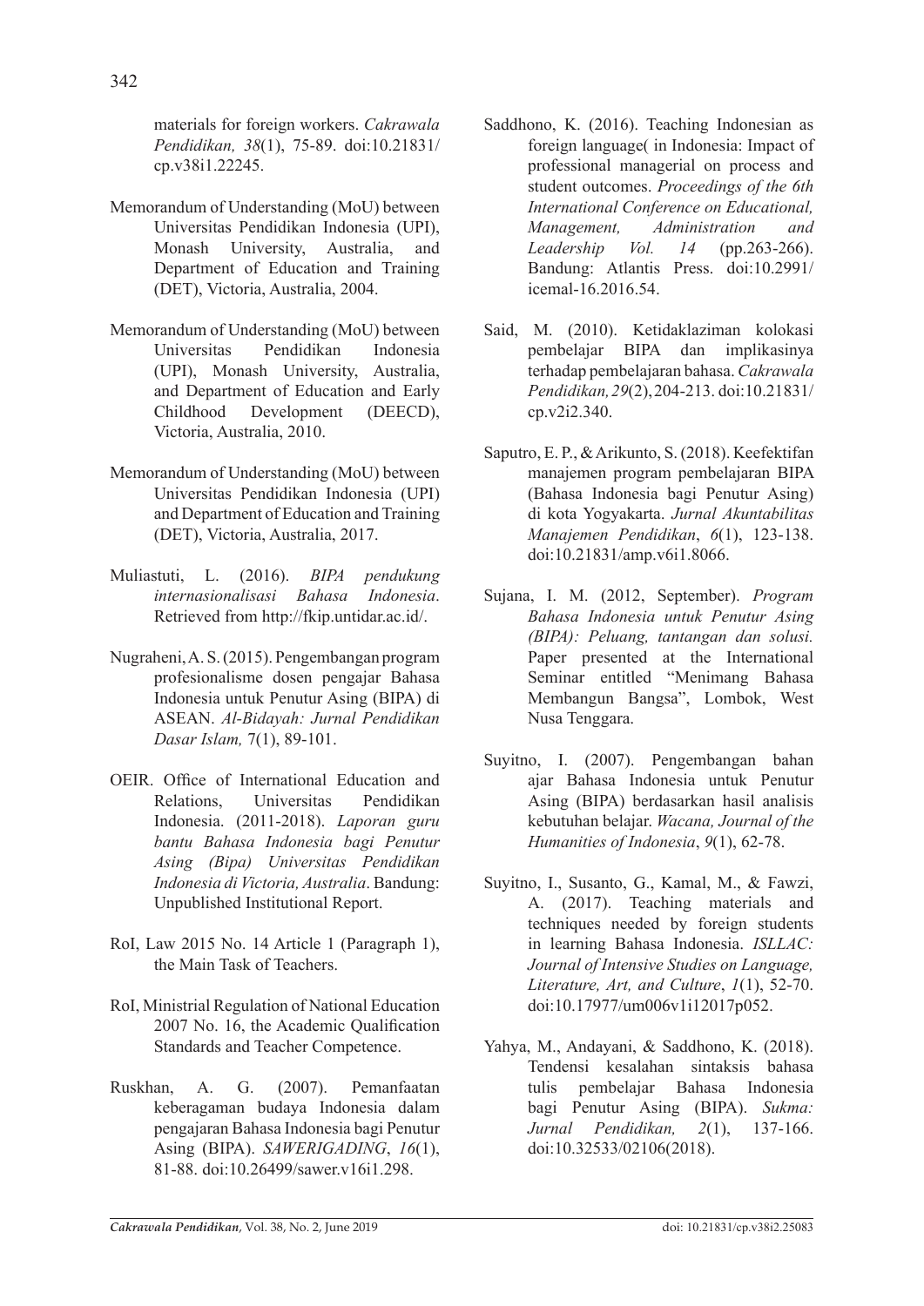materials for foreign workers. *Cakrawala Pendidikan, 38*(1), 75-89. doi:10.21831/cp.v38i1.22245.

Memorandum of Understanding (MoU) between Universitas Pendidikan Indonesia (UPI), Monash University, Australia, and Department of Education and Training (DET), Victoria, Australia, 2004.

Memorandum of Understanding (MoU) between Universitas Pendidikan Indonesia (UPI), Monash University, Australia, and Department of Education and Early Childhood Development (DEECD), Victoria, Australia, 2010.

Memorandum of Understanding (MoU) between Universitas Pendidikan Indonesia (UPI) and Department of Education and Training (DET), Victoria, Australia, 2017.

Muliastuti, L. (2016). *BIPA pendukung internasionalisasi Bahasa Indonesia*. Retrieved from http://fkip.untidar.ac.id/.

Nugraheni, A. S. (2015). Pengembangan program profesionalisme dosen pengajar Bahasa Indonesia untuk Penutur Asing (BIPA) di ASEAN. *Al-Bidayah: Jurnal Pendidikan Dasar Islam,* 7(1), 89-101.

OEIR. Office of International Education and Relations, Universitas Pendidikan Indonesia. (2011-2018). *Laporan guru bantu Bahasa Indonesia bagi Penutur Asing (Bipa) Universitas Pendidikan Indonesia di Victoria, Australia*. Bandung: Unpublished Institutional Report.

RoI, Law 2015 No. 14 Article 1 (Paragraph 1), the Main Task of Teachers.

RoI, Ministrial Regulation of National Education 2007 No. 16, the Academic Qualification Standards and Teacher Competence.

Ruskhan, A. G. (2007). Pemanfaatan keberagaman budaya Indonesia dalam pengajaran Bahasa Indonesia bagi Penutur Asing (BIPA). *SAWERIGADING*, *16*(1), 81-88. doi:10.26499/sawer.v16i1.298.

Saddhono, K. (2016). Teaching Indonesian as foreign language( in Indonesia: Impact of professional managerial on process and student outcomes. *Proceedings of the 6th International Conference on Educational, Management, Administration and Leadership Vol. 14* (pp.263-266). Bandung: Atlantis Press. doi:10.2991/icemal-16.2016.54.

Said, M. (2010). Ketidaklaziman kolokasi pembelajar BIPA dan implikasinya terhadap pembelajaran bahasa. *Cakrawala Pendidikan, 29*(2), 204-213. doi:10.21831/cp.v2i2.340.

Saputro, E. P., & Arikunto, S. (2018). Keefektifan manajemen program pembelajaran BIPA (Bahasa Indonesia bagi Penutur Asing) di kota Yogyakarta. *Jurnal Akuntabilitas Manajemen Pendidikan*, *6*(1), 123-138. doi:10.21831/amp.v6i1.8066.

Sujana, I. M. (2012, September). *Program Bahasa Indonesia untuk Penutur Asing (BIPA): Peluang, tantangan dan solusi.* Paper presented at the International Seminar entitled "Menimang Bahasa Membangun Bangsa", Lombok, West Nusa Tenggara.

Suyitno, I. (2007). Pengembangan bahan ajar Bahasa Indonesia untuk Penutur Asing (BIPA) berdasarkan hasil analisis kebutuhan belajar. *Wacana, Journal of the Humanities of Indonesia*, *9*(1), 62-78.

Suyitno, I., Susanto, G., Kamal, M., & Fawzi, A. (2017). Teaching materials and techniques needed by foreign students in learning Bahasa Indonesia. *ISLLAC: Journal of Intensive Studies on Language, Literature, Art, and Culture*, *1*(1), 52-70. doi:10.17977/um006v1i12017p052.

Yahya, M., Andayani, & Saddhono, K. (2018). Tendensi kesalahan sintaksis bahasa tulis pembelajar Bahasa Indonesia bagi Penutur Asing (BIPA). *Sukma: Jurnal Pendidikan, 2*(1), 137-166. doi:10.32533/02106(2018).